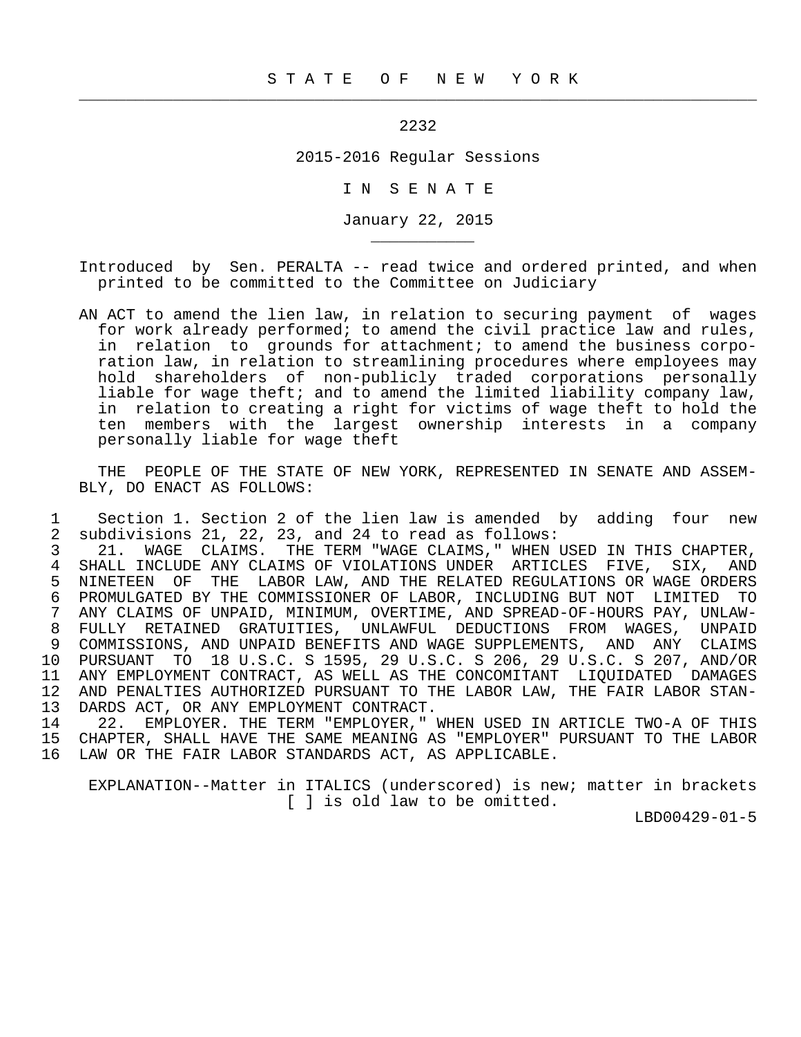# S T A T E O F N E W Y O R K

2232

2015-2016 Regular Sessions

I N S E N A T E

January 22, 2015

Introduced by Sen. PERALTA -- read twice and ordered printed, and when printed to be committed to the Committee on Judiciary

AN ACT to amend the lien law, in relation to securing payment of wages for work already performed; to amend the civil practice law and rules, in relation to grounds for attachment; to amend the business corporation law, in relation to streamlining procedures where employees may hold shareholders of non-publicly traded corporations personally liable for wage theft; and to amend the limited liability company law, in relation to creating a right for victims of wage theft to hold the ten members with the largest ownership interests in a company personally liable for wage theft

THE PEOPLE OF THE STATE OF NEW YORK, REPRESENTED IN SENATE AND ASSEMBLY, DO ENACT AS FOLLOWS:

1 Section 1. Section 2 of the lien law is amended by adding four new
2 subdivisions 21, 22, 23, and 24 to read as follows:
3 21. WAGE CLAIMS. THE TERM "WAGE CLAIMS," WHEN USED IN THIS CHAPTER,
4 SHALL INCLUDE ANY CLAIMS OF VIOLATIONS UNDER ARTICLES FIVE, SIX, AND
5 NINETEEN OF THE LABOR LAW, AND THE RELATED REGULATIONS OR WAGE ORDERS
6 PROMULGATED BY THE COMMISSIONER OF LABOR, INCLUDING BUT NOT LIMITED TO
7 ANY CLAIMS OF UNPAID, MINIMUM, OVERTIME, AND SPREAD-OF-HOURS PAY, UNLAW-
8 FULLY RETAINED GRATUITIES, UNLAWFUL DEDUCTIONS FROM WAGES, UNPAID
9 COMMISSIONS, AND UNPAID BENEFITS AND WAGE SUPPLEMENTS, AND ANY CLAIMS
10 PURSUANT TO 18 U.S.C. S 1595, 29 U.S.C. S 206, 29 U.S.C. S 207, AND/OR
11 ANY EMPLOYMENT CONTRACT, AS WELL AS THE CONCOMITANT LIQUIDATED DAMAGES
12 AND PENALTIES AUTHORIZED PURSUANT TO THE LABOR LAW, THE FAIR LABOR STAN-
13 DARDS ACT, OR ANY EMPLOYMENT CONTRACT.
14 22. EMPLOYER. THE TERM "EMPLOYER," WHEN USED IN ARTICLE TWO-A OF THIS
15 CHAPTER, SHALL HAVE THE SAME MEANING AS "EMPLOYER" PURSUANT TO THE LABOR
16 LAW OR THE FAIR LABOR STANDARDS ACT, AS APPLICABLE.

EXPLANATION--Matter in ITALICS (underscored) is new; matter in brackets [ ] is old law to be omitted.

LBD00429-01-5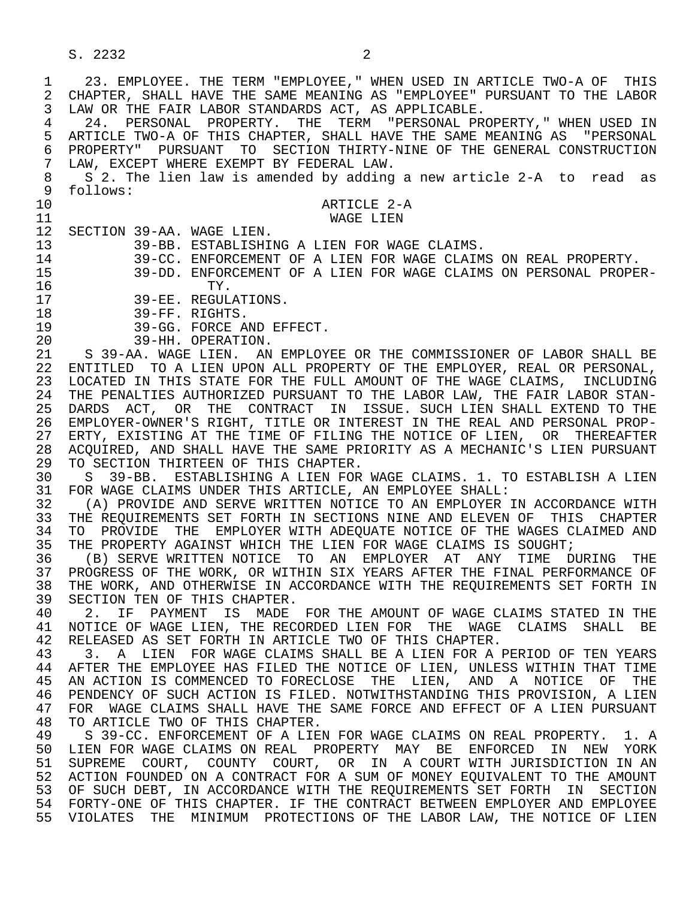23. EMPLOYEE. THE TERM "EMPLOYEE," WHEN USED IN ARTICLE TWO-A OF THIS CHAPTER, SHALL HAVE THE SAME MEANING AS "EMPLOYEE" PURSUANT TO THE LABOR LAW OR THE FAIR LABOR STANDARDS ACT, AS APPLICABLE.

24. PERSONAL PROPERTY. THE TERM "PERSONAL PROPERTY," WHEN USED IN ARTICLE TWO-A OF THIS CHAPTER, SHALL HAVE THE SAME MEANING AS "PERSONAL PROPERTY" PURSUANT TO SECTION THIRTY-NINE OF THE GENERAL CONSTRUCTION LAW, EXCEPT WHERE EXEMPT BY FEDERAL LAW.

S 2. The lien law is amended by adding a new article 2-A to read as follows:

ARTICLE 2-A
WAGE LIEN

SECTION 39-AA. WAGE LIEN.
39-BB. ESTABLISHING A LIEN FOR WAGE CLAIMS.
39-CC. ENFORCEMENT OF A LIEN FOR WAGE CLAIMS ON REAL PROPERTY.
39-DD. ENFORCEMENT OF A LIEN FOR WAGE CLAIMS ON PERSONAL PROPERTY.
39-EE. REGULATIONS.
39-FF. RIGHTS.
39-GG. FORCE AND EFFECT.
39-HH. OPERATION.

S 39-AA. WAGE LIEN. AN EMPLOYEE OR THE COMMISSIONER OF LABOR SHALL BE ENTITLED TO A LIEN UPON ALL PROPERTY OF THE EMPLOYER, REAL OR PERSONAL, LOCATED IN THIS STATE FOR THE FULL AMOUNT OF THE WAGE CLAIMS, INCLUDING THE PENALTIES AUTHORIZED PURSUANT TO THE LABOR LAW, THE FAIR LABOR STANDARDS ACT, OR THE CONTRACT IN ISSUE. SUCH LIEN SHALL EXTEND TO THE EMPLOYER-OWNER'S RIGHT, TITLE OR INTEREST IN THE REAL AND PERSONAL PROPERTY, EXISTING AT THE TIME OF FILING THE NOTICE OF LIEN, OR THEREAFTER ACQUIRED, AND SHALL HAVE THE SAME PRIORITY AS A MECHANIC'S LIEN PURSUANT TO SECTION THIRTEEN OF THIS CHAPTER.

S 39-BB. ESTABLISHING A LIEN FOR WAGE CLAIMS. 1. TO ESTABLISH A LIEN FOR WAGE CLAIMS UNDER THIS ARTICLE, AN EMPLOYEE SHALL:

(A) PROVIDE AND SERVE WRITTEN NOTICE TO AN EMPLOYER IN ACCORDANCE WITH THE REQUIREMENTS SET FORTH IN SECTIONS NINE AND ELEVEN OF THIS CHAPTER TO PROVIDE THE EMPLOYER WITH ADEQUATE NOTICE OF THE WAGES CLAIMED AND THE PROPERTY AGAINST WHICH THE LIEN FOR WAGE CLAIMS IS SOUGHT;

(B) SERVE WRITTEN NOTICE TO AN EMPLOYER AT ANY TIME DURING THE PROGRESS OF THE WORK, OR WITHIN SIX YEARS AFTER THE FINAL PERFORMANCE OF THE WORK, AND OTHERWISE IN ACCORDANCE WITH THE REQUIREMENTS SET FORTH IN SECTION TEN OF THIS CHAPTER.

2. IF PAYMENT IS MADE FOR THE AMOUNT OF WAGE CLAIMS STATED IN THE NOTICE OF WAGE LIEN, THE RECORDED LIEN FOR THE WAGE CLAIMS SHALL BE RELEASED AS SET FORTH IN ARTICLE TWO OF THIS CHAPTER.

3. A LIEN FOR WAGE CLAIMS SHALL BE A LIEN FOR A PERIOD OF TEN YEARS AFTER THE EMPLOYEE HAS FILED THE NOTICE OF LIEN, UNLESS WITHIN THAT TIME AN ACTION IS COMMENCED TO FORECLOSE THE LIEN, AND A NOTICE OF THE PENDENCY OF SUCH ACTION IS FILED. NOTWITHSTANDING THIS PROVISION, A LIEN FOR WAGE CLAIMS SHALL HAVE THE SAME FORCE AND EFFECT OF A LIEN PURSUANT TO ARTICLE TWO OF THIS CHAPTER.

S 39-CC. ENFORCEMENT OF A LIEN FOR WAGE CLAIMS ON REAL PROPERTY. 1. A LIEN FOR WAGE CLAIMS ON REAL PROPERTY MAY BE ENFORCED IN NEW YORK SUPREME COURT, COUNTY COURT, OR IN A COURT WITH JURISDICTION IN AN ACTION FOUNDED ON A CONTRACT FOR A SUM OF MONEY EQUIVALENT TO THE AMOUNT OF SUCH DEBT, IN ACCORDANCE WITH THE REQUIREMENTS SET FORTH IN SECTION FORTY-ONE OF THIS CHAPTER. IF THE CONTRACT BETWEEN EMPLOYER AND EMPLOYEE VIOLATES THE MINIMUM PROTECTIONS OF THE LABOR LAW, THE NOTICE OF LIEN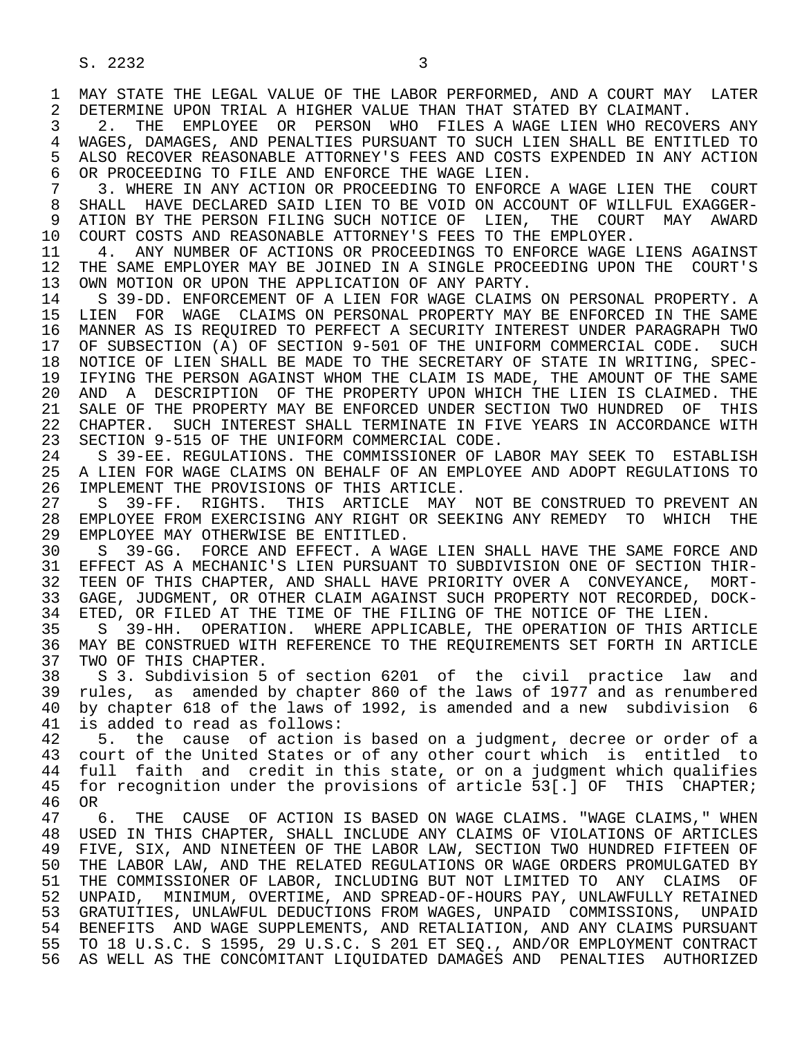MAY STATE THE LEGAL VALUE OF THE LABOR PERFORMED, AND A COURT MAY LATER DETERMINE UPON TRIAL A HIGHER VALUE THAN THAT STATED BY CLAIMANT.

2. THE EMPLOYEE OR PERSON WHO FILES A WAGE LIEN WHO RECOVERS ANY WAGES, DAMAGES, AND PENALTIES PURSUANT TO SUCH LIEN SHALL BE ENTITLED TO ALSO RECOVER REASONABLE ATTORNEY'S FEES AND COSTS EXPENDED IN ANY ACTION OR PROCEEDING TO FILE AND ENFORCE THE WAGE LIEN.

3. WHERE IN ANY ACTION OR PROCEEDING TO ENFORCE A WAGE LIEN THE COURT SHALL HAVE DECLARED SAID LIEN TO BE VOID ON ACCOUNT OF WILLFUL EXAGGERATION BY THE PERSON FILING SUCH NOTICE OF LIEN, THE COURT MAY AWARD COURT COSTS AND REASONABLE ATTORNEY'S FEES TO THE EMPLOYER.

4. ANY NUMBER OF ACTIONS OR PROCEEDINGS TO ENFORCE WAGE LIENS AGAINST THE SAME EMPLOYER MAY BE JOINED IN A SINGLE PROCEEDING UPON THE COURT'S OWN MOTION OR UPON THE APPLICATION OF ANY PARTY.

S 39-DD. ENFORCEMENT OF A LIEN FOR WAGE CLAIMS ON PERSONAL PROPERTY. A LIEN FOR WAGE CLAIMS ON PERSONAL PROPERTY MAY BE ENFORCED IN THE SAME MANNER AS IS REQUIRED TO PERFECT A SECURITY INTEREST UNDER PARAGRAPH TWO OF SUBSECTION (A) OF SECTION 9-501 OF THE UNIFORM COMMERCIAL CODE. SUCH NOTICE OF LIEN SHALL BE MADE TO THE SECRETARY OF STATE IN WRITING, SPECIFYING THE PERSON AGAINST WHOM THE CLAIM IS MADE, THE AMOUNT OF THE SAME AND A DESCRIPTION OF THE PROPERTY UPON WHICH THE LIEN IS CLAIMED. THE SALE OF THE PROPERTY MAY BE ENFORCED UNDER SECTION TWO HUNDRED OF THIS CHAPTER. SUCH INTEREST SHALL TERMINATE IN FIVE YEARS IN ACCORDANCE WITH SECTION 9-515 OF THE UNIFORM COMMERCIAL CODE.

S 39-EE. REGULATIONS. THE COMMISSIONER OF LABOR MAY SEEK TO ESTABLISH A LIEN FOR WAGE CLAIMS ON BEHALF OF AN EMPLOYEE AND ADOPT REGULATIONS TO IMPLEMENT THE PROVISIONS OF THIS ARTICLE.

S 39-FF. RIGHTS. THIS ARTICLE MAY NOT BE CONSTRUED TO PREVENT AN EMPLOYEE FROM EXERCISING ANY RIGHT OR SEEKING ANY REMEDY TO WHICH THE EMPLOYEE MAY OTHERWISE BE ENTITLED.

S 39-GG. FORCE AND EFFECT. A WAGE LIEN SHALL HAVE THE SAME FORCE AND EFFECT AS A MECHANIC'S LIEN PURSUANT TO SUBDIVISION ONE OF SECTION THIRTEEN OF THIS CHAPTER, AND SHALL HAVE PRIORITY OVER A CONVEYANCE, MORTGAGE, JUDGMENT, OR OTHER CLAIM AGAINST SUCH PROPERTY NOT RECORDED, DOCKETED, OR FILED AT THE TIME OF THE FILING OF THE NOTICE OF THE LIEN.

S 39-HH. OPERATION. WHERE APPLICABLE, THE OPERATION OF THIS ARTICLE MAY BE CONSTRUED WITH REFERENCE TO THE REQUIREMENTS SET FORTH IN ARTICLE TWO OF THIS CHAPTER.

S 3. Subdivision 5 of section 6201 of the civil practice law and rules, as amended by chapter 860 of the laws of 1977 and as renumbered by chapter 618 of the laws of 1992, is amended and a new subdivision 6 is added to read as follows:

5. the cause of action is based on a judgment, decree or order of a court of the United States or of any other court which is entitled to full faith and credit in this state, or on a judgment which qualifies for recognition under the provisions of article 53[.] OF THIS CHAPTER; OR

6. THE CAUSE OF ACTION IS BASED ON WAGE CLAIMS. "WAGE CLAIMS," WHEN USED IN THIS CHAPTER, SHALL INCLUDE ANY CLAIMS OF VIOLATIONS OF ARTICLES FIVE, SIX, AND NINETEEN OF THE LABOR LAW, SECTION TWO HUNDRED FIFTEEN OF THE LABOR LAW, AND THE RELATED REGULATIONS OR WAGE ORDERS PROMULGATED BY THE COMMISSIONER OF LABOR, INCLUDING BUT NOT LIMITED TO ANY CLAIMS OF UNPAID, MINIMUM, OVERTIME, AND SPREAD-OF-HOURS PAY, UNLAWFULLY RETAINED GRATUITIES, UNLAWFUL DEDUCTIONS FROM WAGES, UNPAID COMMISSIONS, UNPAID BENEFITS AND WAGE SUPPLEMENTS, AND RETALIATION, AND ANY CLAIMS PURSUANT TO 18 U.S.C. S 1595, 29 U.S.C. S 201 ET SEQ., AND/OR EMPLOYMENT CONTRACT AS WELL AS THE CONCOMITANT LIQUIDATED DAMAGES AND PENALTIES AUTHORIZED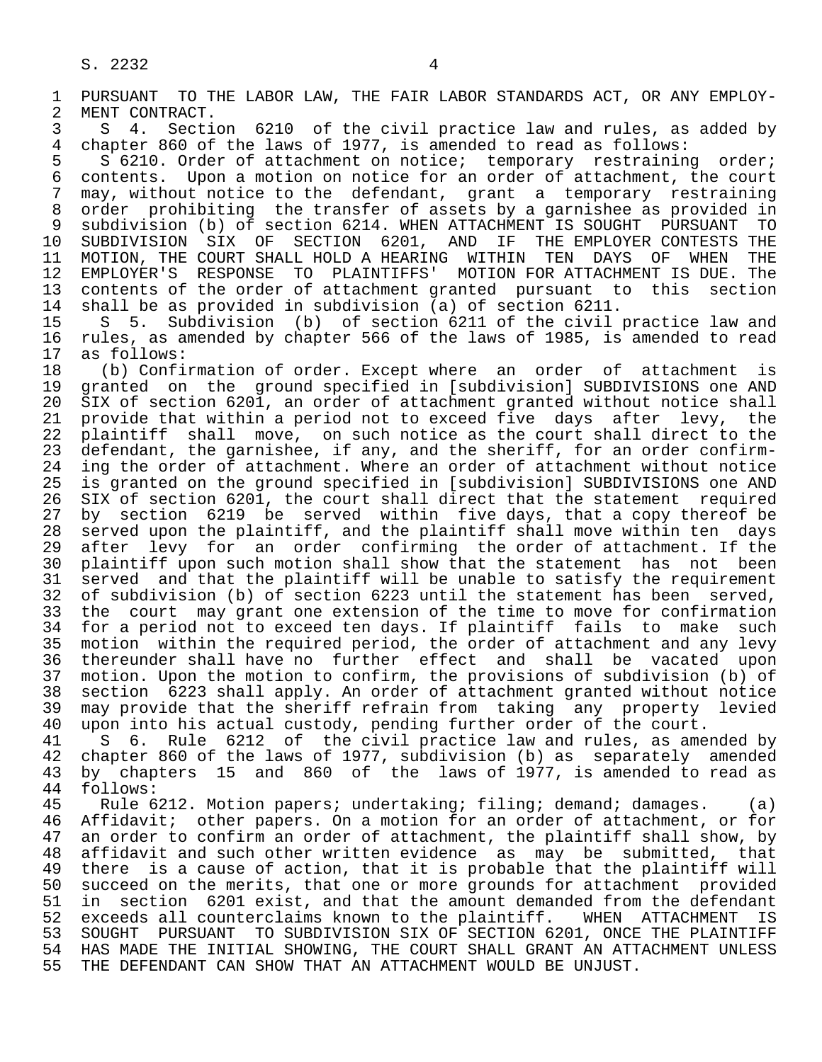PURSUANT TO THE LABOR LAW, THE FAIR LABOR STANDARDS ACT, OR ANY EMPLOYMENT CONTRACT.

S 4. Section 6210 of the civil practice law and rules, as added by chapter 860 of the laws of 1977, is amended to read as follows:

S 6210. Order of attachment on notice; temporary restraining order; contents. Upon a motion on notice for an order of attachment, the court may, without notice to the defendant, grant a temporary restraining order prohibiting the transfer of assets by a garnishee as provided in subdivision (b) of section 6214. WHEN ATTACHMENT IS SOUGHT PURSUANT TO SUBDIVISION SIX OF SECTION 6201, AND IF THE EMPLOYER CONTESTS THE MOTION, THE COURT SHALL HOLD A HEARING WITHIN TEN DAYS OF WHEN THE EMPLOYER'S RESPONSE TO PLAINTIFFS' MOTION FOR ATTACHMENT IS DUE. The contents of the order of attachment granted pursuant to this section shall be as provided in subdivision (a) of section 6211.

S 5. Subdivision (b) of section 6211 of the civil practice law and rules, as amended by chapter 566 of the laws of 1985, is amended to read as follows:

(b) Confirmation of order. Except where an order of attachment is granted on the ground specified in [subdivision] SUBDIVISIONS one AND SIX of section 6201, an order of attachment granted without notice shall provide that within a period not to exceed five days after levy, the plaintiff shall move, on such notice as the court shall direct to the defendant, the garnishee, if any, and the sheriff, for an order confirming the order of attachment. Where an order of attachment without notice is granted on the ground specified in [subdivision] SUBDIVISIONS one AND SIX of section 6201, the court shall direct that the statement required by section 6219 be served within five days, that a copy thereof be served upon the plaintiff, and the plaintiff shall move within ten days after levy for an order confirming the order of attachment. If the plaintiff upon such motion shall show that the statement has not been served and that the plaintiff will be unable to satisfy the requirement of subdivision (b) of section 6223 until the statement has been served, the court may grant one extension of the time to move for confirmation for a period not to exceed ten days. If plaintiff fails to make such motion within the required period, the order of attachment and any levy thereunder shall have no further effect and shall be vacated upon motion. Upon the motion to confirm, the provisions of subdivision (b) of section 6223 shall apply. An order of attachment granted without notice may provide that the sheriff refrain from taking any property levied upon into his actual custody, pending further order of the court.

S 6. Rule 6212 of the civil practice law and rules, as amended by chapter 860 of the laws of 1977, subdivision (b) as separately amended by chapters 15 and 860 of the laws of 1977, is amended to read as follows:

Rule 6212. Motion papers; undertaking; filing; demand; damages. (a) Affidavit; other papers. On a motion for an order of attachment, or for an order to confirm an order of attachment, the plaintiff shall show, by affidavit and such other written evidence as may be submitted, that there is a cause of action, that it is probable that the plaintiff will succeed on the merits, that one or more grounds for attachment provided in section 6201 exist, and that the amount demanded from the defendant exceeds all counterclaims known to the plaintiff. WHEN ATTACHMENT IS SOUGHT PURSUANT TO SUBDIVISION SIX OF SECTION 6201, ONCE THE PLAINTIFF HAS MADE THE INITIAL SHOWING, THE COURT SHALL GRANT AN ATTACHMENT UNLESS THE DEFENDANT CAN SHOW THAT AN ATTACHMENT WOULD BE UNJUST.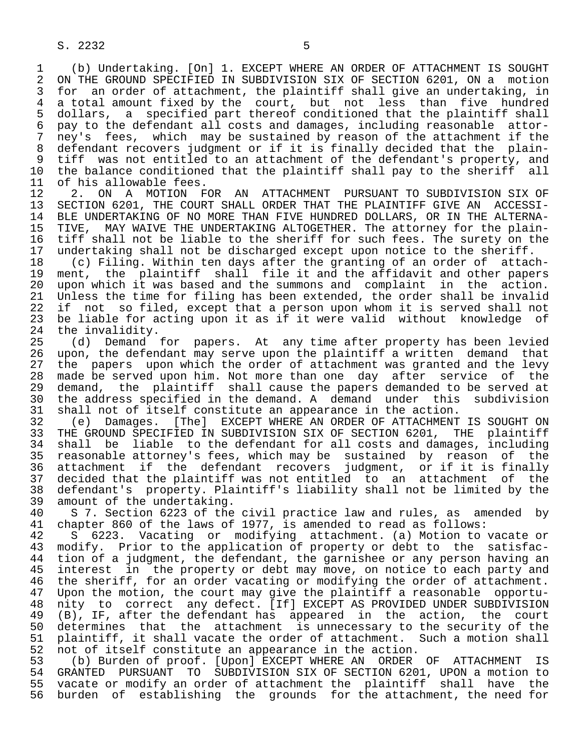(b) Undertaking. [On] 1. EXCEPT WHERE AN ORDER OF ATTACHMENT IS SOUGHT ON THE GROUND SPECIFIED IN SUBDIVISION SIX OF SECTION 6201, ON a motion for an order of attachment, the plaintiff shall give an undertaking, in a total amount fixed by the court, but not less than five hundred dollars, a specified part thereof conditioned that the plaintiff shall pay to the defendant all costs and damages, including reasonable attorney's fees, which may be sustained by reason of the attachment if the defendant recovers judgment or if it is finally decided that the plaintiff was not entitled to an attachment of the defendant's property, and the balance conditioned that the plaintiff shall pay to the sheriff all of his allowable fees.

2. ON A MOTION FOR AN ATTACHMENT PURSUANT TO SUBDIVISION SIX OF SECTION 6201, THE COURT SHALL ORDER THAT THE PLAINTIFF GIVE AN ACCESSIBLE UNDERTAKING OF NO MORE THAN FIVE HUNDRED DOLLARS, OR IN THE ALTERNATIVE, MAY WAIVE THE UNDERTAKING ALTOGETHER. The attorney for the plaintiff shall not be liable to the sheriff for such fees. The surety on the undertaking shall not be discharged except upon notice to the sheriff.

(c) Filing. Within ten days after the granting of an order of attachment, the plaintiff shall file it and the affidavit and other papers upon which it was based and the summons and complaint in the action. Unless the time for filing has been extended, the order shall be invalid if not so filed, except that a person upon whom it is served shall not be liable for acting upon it as if it were valid without knowledge of the invalidity.

(d) Demand for papers. At any time after property has been levied upon, the defendant may serve upon the plaintiff a written demand that the papers upon which the order of attachment was granted and the levy made be served upon him. Not more than one day after service of the demand, the plaintiff shall cause the papers demanded to be served at the address specified in the demand. A demand under this subdivision shall not of itself constitute an appearance in the action.

(e) Damages. [The] EXCEPT WHERE AN ORDER OF ATTACHMENT IS SOUGHT ON THE GROUND SPECIFIED IN SUBDIVISION SIX OF SECTION 6201, THE plaintiff shall be liable to the defendant for all costs and damages, including reasonable attorney's fees, which may be sustained by reason of the attachment if the defendant recovers judgment, or if it is finally decided that the plaintiff was not entitled to an attachment of the defendant's property. Plaintiff's liability shall not be limited by the amount of the undertaking.

S 7. Section 6223 of the civil practice law and rules, as amended by chapter 860 of the laws of 1977, is amended to read as follows:

S 6223. Vacating or modifying attachment. (a) Motion to vacate or modify. Prior to the application of property or debt to the satisfaction of a judgment, the defendant, the garnishee or any person having an interest in the property or debt may move, on notice to each party and the sheriff, for an order vacating or modifying the order of attachment. Upon the motion, the court may give the plaintiff a reasonable opportunity to correct any defect. [If] EXCEPT AS PROVIDED UNDER SUBDIVISION (B), IF, after the defendant has appeared in the action, the court determines that the attachment is unnecessary to the security of the plaintiff, it shall vacate the order of attachment. Such a motion shall not of itself constitute an appearance in the action.

(b) Burden of proof. [Upon] EXCEPT WHERE AN ORDER OF ATTACHMENT IS GRANTED PURSUANT TO SUBDIVISION SIX OF SECTION 6201, UPON a motion to vacate or modify an order of attachment the plaintiff shall have the burden of establishing the grounds for the attachment, the need for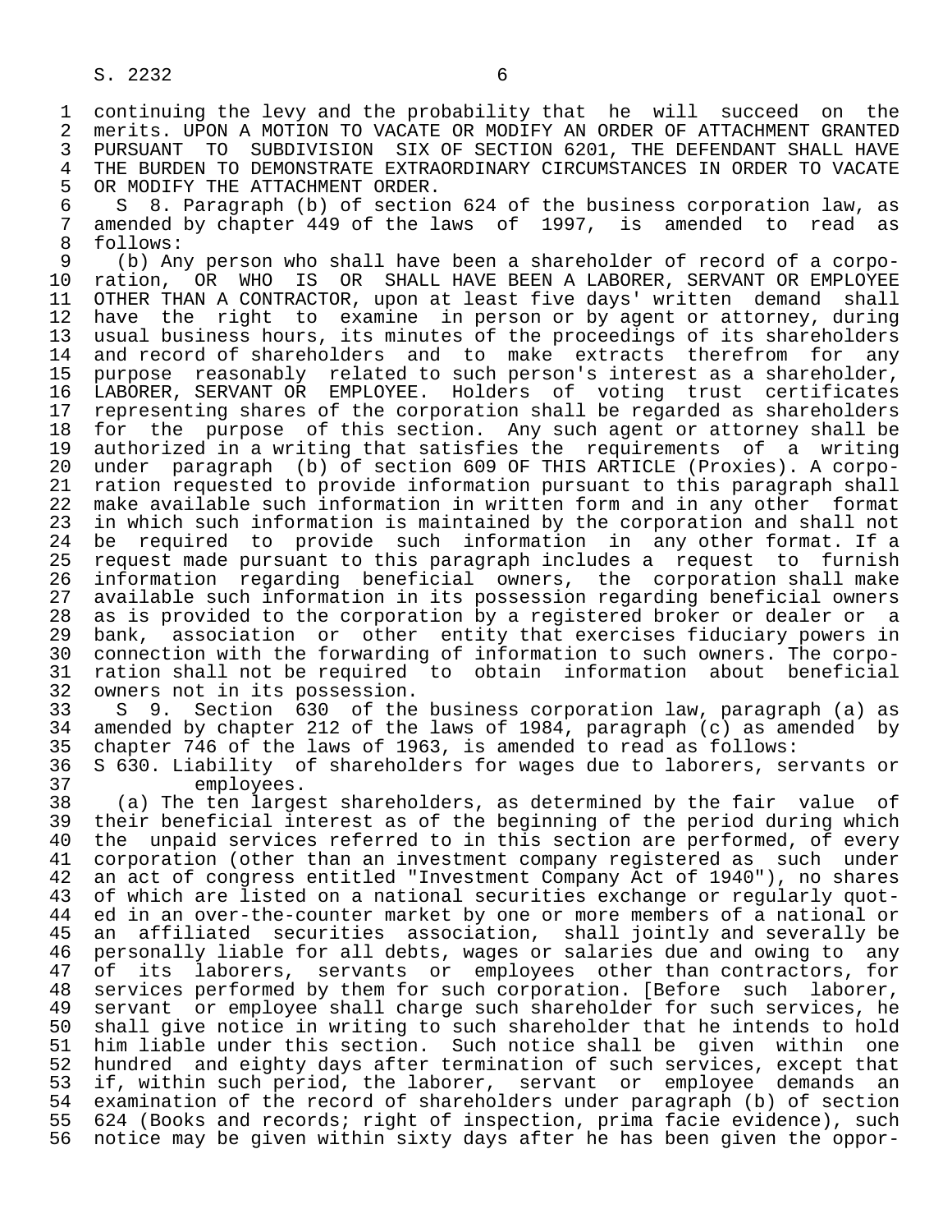continuing the levy and the probability that he will succeed on the merits. UPON A MOTION TO VACATE OR MODIFY AN ORDER OF ATTACHMENT GRANTED PURSUANT TO SUBDIVISION SIX OF SECTION 6201, THE DEFENDANT SHALL HAVE THE BURDEN TO DEMONSTRATE EXTRAORDINARY CIRCUMSTANCES IN ORDER TO VACATE OR MODIFY THE ATTACHMENT ORDER.

S 8. Paragraph (b) of section 624 of the business corporation law, as amended by chapter 449 of the laws of 1997, is amended to read as follows:

(b) Any person who shall have been a shareholder of record of a corporation, OR WHO IS OR SHALL HAVE BEEN A LABORER, SERVANT OR EMPLOYEE OTHER THAN A CONTRACTOR, upon at least five days' written demand shall have the right to examine in person or by agent or attorney, during usual business hours, its minutes of the proceedings of its shareholders and record of shareholders and to make extracts therefrom for any purpose reasonably related to such person's interest as a shareholder, LABORER, SERVANT OR EMPLOYEE. Holders of voting trust certificates representing shares of the corporation shall be regarded as shareholders for the purpose of this section. Any such agent or attorney shall be authorized in a writing that satisfies the requirements of a writing under paragraph (b) of section 609 OF THIS ARTICLE (Proxies). A corporation requested to provide information pursuant to this paragraph shall make available such information in written form and in any other format in which such information is maintained by the corporation and shall not be required to provide such information in any other format. If a request made pursuant to this paragraph includes a request to furnish information regarding beneficial owners, the corporation shall make available such information in its possession regarding beneficial owners as is provided to the corporation by a registered broker or dealer or a bank, association or other entity that exercises fiduciary powers in connection with the forwarding of information to such owners. The corporation shall not be required to obtain information about beneficial owners not in its possession.

S 9. Section 630 of the business corporation law, paragraph (a) as amended by chapter 212 of the laws of 1984, paragraph (c) as amended by chapter 746 of the laws of 1963, is amended to read as follows:

S 630. Liability of shareholders for wages due to laborers, servants or employees.

(a) The ten largest shareholders, as determined by the fair value of their beneficial interest as of the beginning of the period during which the unpaid services referred to in this section are performed, of every corporation (other than an investment company registered as such under an act of congress entitled "Investment Company Act of 1940"), no shares of which are listed on a national securities exchange or regularly quoted in an over-the-counter market by one or more members of a national or an affiliated securities association, shall jointly and severally be personally liable for all debts, wages or salaries due and owing to any of its laborers, servants or employees other than contractors, for services performed by them for such corporation. [Before such laborer, servant or employee shall charge such shareholder for such services, he shall give notice in writing to such shareholder that he intends to hold him liable under this section. Such notice shall be given within one hundred and eighty days after termination of such services, except that if, within such period, the laborer, servant or employee demands an examination of the record of shareholders under paragraph (b) of section 624 (Books and records; right of inspection, prima facie evidence), such notice may be given within sixty days after he has been given the oppor-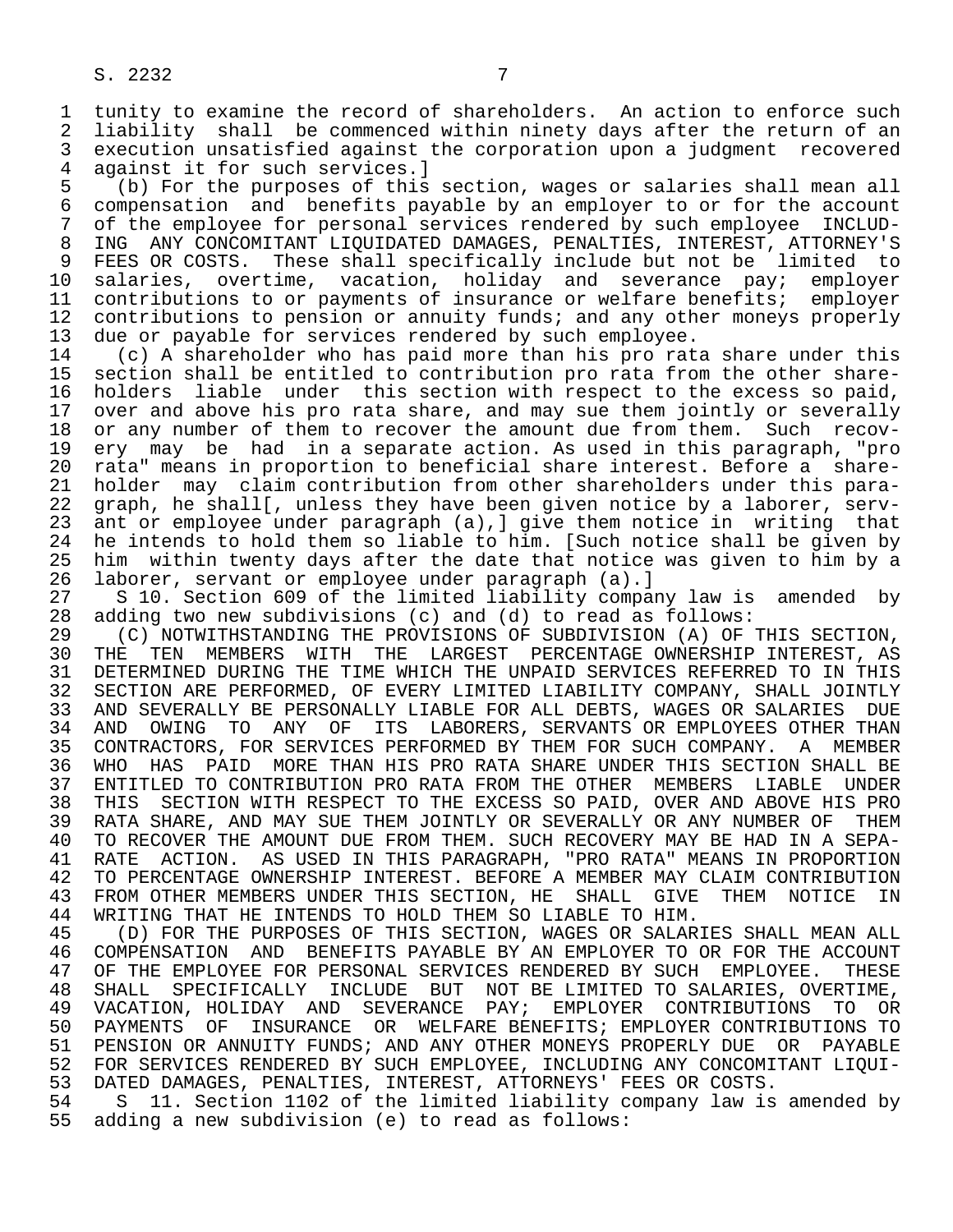tunity to examine the record of shareholders. An action to enforce such liability shall be commenced within ninety days after the return of an execution unsatisfied against the corporation upon a judgment recovered against it for such services.]

(b) For the purposes of this section, wages or salaries shall mean all compensation and benefits payable by an employer to or for the account of the employee for personal services rendered by such employee INCLUDING ANY CONCOMITANT LIQUIDATED DAMAGES, PENALTIES, INTEREST, ATTORNEY'S FEES OR COSTS. These shall specifically include but not be limited to salaries, overtime, vacation, holiday and severance pay; employer contributions to or payments of insurance or welfare benefits; employer contributions to pension or annuity funds; and any other moneys properly due or payable for services rendered by such employee.

(c) A shareholder who has paid more than his pro rata share under this section shall be entitled to contribution pro rata from the other shareholders liable under this section with respect to the excess so paid, over and above his pro rata share, and may sue them jointly or severally or any number of them to recover the amount due from them. Such recovery may be had in a separate action. As used in this paragraph, "pro rata" means in proportion to beneficial share interest. Before a shareholder may claim contribution from other shareholders under this paragraph, he shall[, unless they have been given notice by a laborer, servant or employee under paragraph (a),] give them notice in writing that he intends to hold them so liable to him. [Such notice shall be given by him within twenty days after the date that notice was given to him by a laborer, servant or employee under paragraph (a).]

S 10. Section 609 of the limited liability company law is amended by adding two new subdivisions (c) and (d) to read as follows:

(C) NOTWITHSTANDING THE PROVISIONS OF SUBDIVISION (A) OF THIS SECTION, THE TEN MEMBERS WITH THE LARGEST PERCENTAGE OWNERSHIP INTEREST, AS DETERMINED DURING THE TIME WHICH THE UNPAID SERVICES REFERRED TO IN THIS SECTION ARE PERFORMED, OF EVERY LIMITED LIABILITY COMPANY, SHALL JOINTLY AND SEVERALLY BE PERSONALLY LIABLE FOR ALL DEBTS, WAGES OR SALARIES DUE AND OWING TO ANY OF ITS LABORERS, SERVANTS OR EMPLOYEES OTHER THAN CONTRACTORS, FOR SERVICES PERFORMED BY THEM FOR SUCH COMPANY. A MEMBER WHO HAS PAID MORE THAN HIS PRO RATA SHARE UNDER THIS SECTION SHALL BE ENTITLED TO CONTRIBUTION PRO RATA FROM THE OTHER MEMBERS LIABLE UNDER THIS SECTION WITH RESPECT TO THE EXCESS SO PAID, OVER AND ABOVE HIS PRO RATA SHARE, AND MAY SUE THEM JOINTLY OR SEVERALLY OR ANY NUMBER OF THEM TO RECOVER THE AMOUNT DUE FROM THEM. SUCH RECOVERY MAY BE HAD IN A SEPARATE ACTION. AS USED IN THIS PARAGRAPH, "PRO RATA" MEANS IN PROPORTION TO PERCENTAGE OWNERSHIP INTEREST. BEFORE A MEMBER MAY CLAIM CONTRIBUTION FROM OTHER MEMBERS UNDER THIS SECTION, HE SHALL GIVE THEM NOTICE IN WRITING THAT HE INTENDS TO HOLD THEM SO LIABLE TO HIM.

(D) FOR THE PURPOSES OF THIS SECTION, WAGES OR SALARIES SHALL MEAN ALL COMPENSATION AND BENEFITS PAYABLE BY AN EMPLOYER TO OR FOR THE ACCOUNT OF THE EMPLOYEE FOR PERSONAL SERVICES RENDERED BY SUCH EMPLOYEE. THESE SHALL SPECIFICALLY INCLUDE BUT NOT BE LIMITED TO SALARIES, OVERTIME, VACATION, HOLIDAY AND SEVERANCE PAY; EMPLOYER CONTRIBUTIONS TO OR PAYMENTS OF INSURANCE OR WELFARE BENEFITS; EMPLOYER CONTRIBUTIONS TO PENSION OR ANNUITY FUNDS; AND ANY OTHER MONEYS PROPERLY DUE OR PAYABLE FOR SERVICES RENDERED BY SUCH EMPLOYEE, INCLUDING ANY CONCOMITANT LIQUIDATED DAMAGES, PENALTIES, INTEREST, ATTORNEYS' FEES OR COSTS.

S 11. Section 1102 of the limited liability company law is amended by adding a new subdivision (e) to read as follows: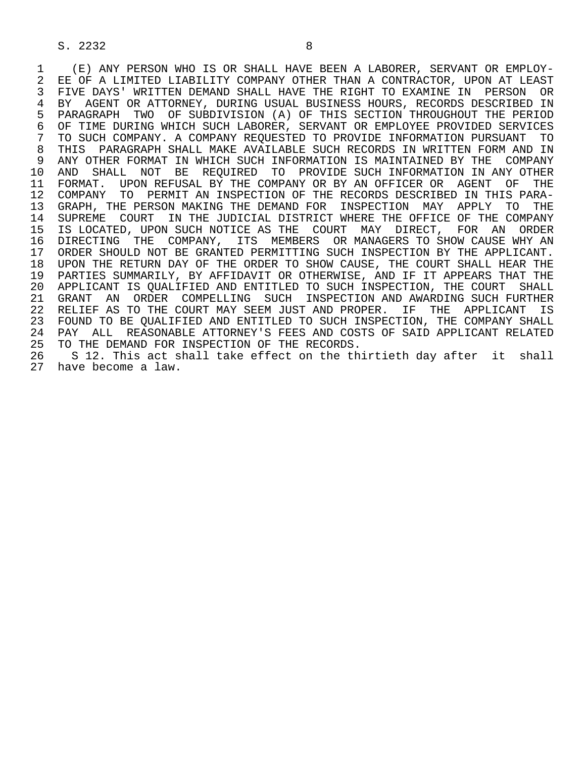(E) ANY PERSON WHO IS OR SHALL HAVE BEEN A LABORER, SERVANT OR EMPLOYEE OF A LIMITED LIABILITY COMPANY OTHER THAN A CONTRACTOR, UPON AT LEAST FIVE DAYS' WRITTEN DEMAND SHALL HAVE THE RIGHT TO EXAMINE IN PERSON OR BY AGENT OR ATTORNEY, DURING USUAL BUSINESS HOURS, RECORDS DESCRIBED IN PARAGRAPH TWO OF SUBDIVISION (A) OF THIS SECTION THROUGHOUT THE PERIOD OF TIME DURING WHICH SUCH LABORER, SERVANT OR EMPLOYEE PROVIDED SERVICES TO SUCH COMPANY. A COMPANY REQUESTED TO PROVIDE INFORMATION PURSUANT TO THIS PARAGRAPH SHALL MAKE AVAILABLE SUCH RECORDS IN WRITTEN FORM AND IN ANY OTHER FORMAT IN WHICH SUCH INFORMATION IS MAINTAINED BY THE COMPANY AND SHALL NOT BE REQUIRED TO PROVIDE SUCH INFORMATION IN ANY OTHER FORMAT. UPON REFUSAL BY THE COMPANY OR BY AN OFFICER OR AGENT OF THE COMPANY TO PERMIT AN INSPECTION OF THE RECORDS DESCRIBED IN THIS PARAGRAPH, THE PERSON MAKING THE DEMAND FOR INSPECTION MAY APPLY TO THE SUPREME COURT IN THE JUDICIAL DISTRICT WHERE THE OFFICE OF THE COMPANY IS LOCATED, UPON SUCH NOTICE AS THE COURT MAY DIRECT, FOR AN ORDER DIRECTING THE COMPANY, ITS MEMBERS OR MANAGERS TO SHOW CAUSE WHY AN ORDER SHOULD NOT BE GRANTED PERMITTING SUCH INSPECTION BY THE APPLICANT. UPON THE RETURN DAY OF THE ORDER TO SHOW CAUSE, THE COURT SHALL HEAR THE PARTIES SUMMARILY, BY AFFIDAVIT OR OTHERWISE, AND IF IT APPEARS THAT THE APPLICANT IS QUALIFIED AND ENTITLED TO SUCH INSPECTION, THE COURT SHALL GRANT AN ORDER COMPELLING SUCH INSPECTION AND AWARDING SUCH FURTHER RELIEF AS TO THE COURT MAY SEEM JUST AND PROPER. IF THE APPLICANT IS FOUND TO BE QUALIFIED AND ENTITLED TO SUCH INSPECTION, THE COMPANY SHALL PAY ALL REASONABLE ATTORNEY'S FEES AND COSTS OF SAID APPLICANT RELATED TO THE DEMAND FOR INSPECTION OF THE RECORDS.

S 12. This act shall take effect on the thirtieth day after it shall have become a law.